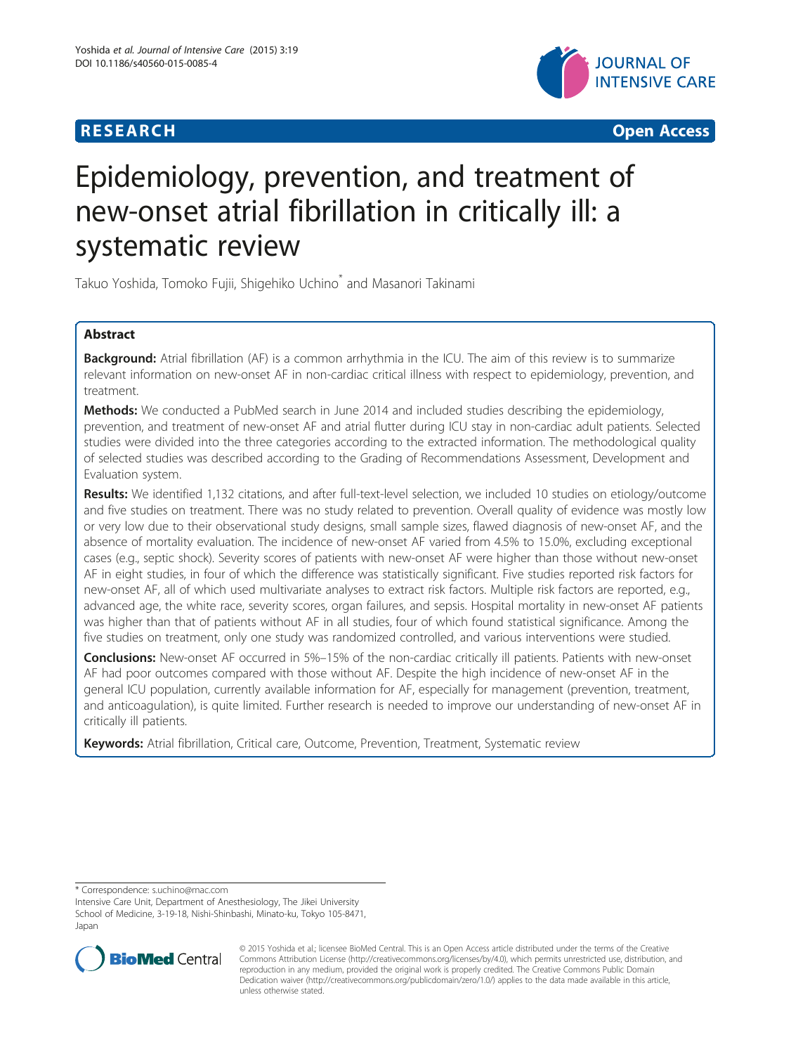RESEARCH **Open Access**

# Epidemiology, prevention, and treatment of new-onset atrial fibrillation in critically ill: a systematic review

Takuo Yoshida, Tomoko Fujii, Shigehiko Uchino* and Masanori Takinami

## Abstract

**Background:** Atrial fibrillation (AF) is a common arrhythmia in the ICU. The aim of this review is to summarize relevant information on new-onset AF in non-cardiac critical illness with respect to epidemiology, prevention, and treatment.

**Methods:** We conducted a PubMed search in June 2014 and included studies describing the epidemiology, prevention, and treatment of new-onset AF and atrial flutter during ICU stay in non-cardiac adult patients. Selected studies were divided into the three categories according to the extracted information. The methodological quality of selected studies was described according to the Grading of Recommendations Assessment, Development and Evaluation system.

**Results:** We identified 1,132 citations, and after full-text-level selection, we included 10 studies on etiology/outcome and five studies on treatment. There was no study related to prevention. Overall quality of evidence was mostly low or very low due to their observational study designs, small sample sizes, flawed diagnosis of new-onset AF, and the absence of mortality evaluation. The incidence of new-onset AF varied from 4.5% to 15.0%, excluding exceptional cases (e.g., septic shock). Severity scores of patients with new-onset AF were higher than those without new-onset AF in eight studies, in four of which the difference was statistically significant. Five studies reported risk factors for new-onset AF, all of which used multivariate analyses to extract risk factors. Multiple risk factors are reported, e.g., advanced age, the white race, severity scores, organ failures, and sepsis. Hospital mortality in new-onset AF patients was higher than that of patients without AF in all studies, four of which found statistical significance. Among the five studies on treatment, only one study was randomized controlled, and various interventions were studied.

**Conclusions:** New-onset AF occurred in 5%–15% of the non-cardiac critically ill patients. Patients with new-onset AF had poor outcomes compared with those without AF. Despite the high incidence of new-onset AF in the general ICU population, currently available information for AF, especially for management (prevention, treatment, and anticoagulation), is quite limited. Further research is needed to improve our understanding of new-onset AF in critically ill patients.

**Keywords:** Atrial fibrillation, Critical care, Outcome, Prevention, Treatment, Systematic review

---

* Correspondence: s.uchino@mac.com
Intensive Care Unit, Department of Anesthesiology, The Jikei University School of Medicine, 3-19-18, Nishi-Shinbashi, Minato-ku, Tokyo 105-8471, Japan

© 2015 Yoshida et al.; licensee BioMed Central. This is an Open Access article distributed under the terms of the Creative Commons Attribution License (http://creativecommons.org/licenses/by/4.0), which permits unrestricted use, distribution, and reproduction in any medium, provided the original work is properly credited. The Creative Commons Public Domain Dedication waiver (http://creativecommons.org/publicdomain/zero/1.0/) applies to the data made available in this article, unless otherwise stated.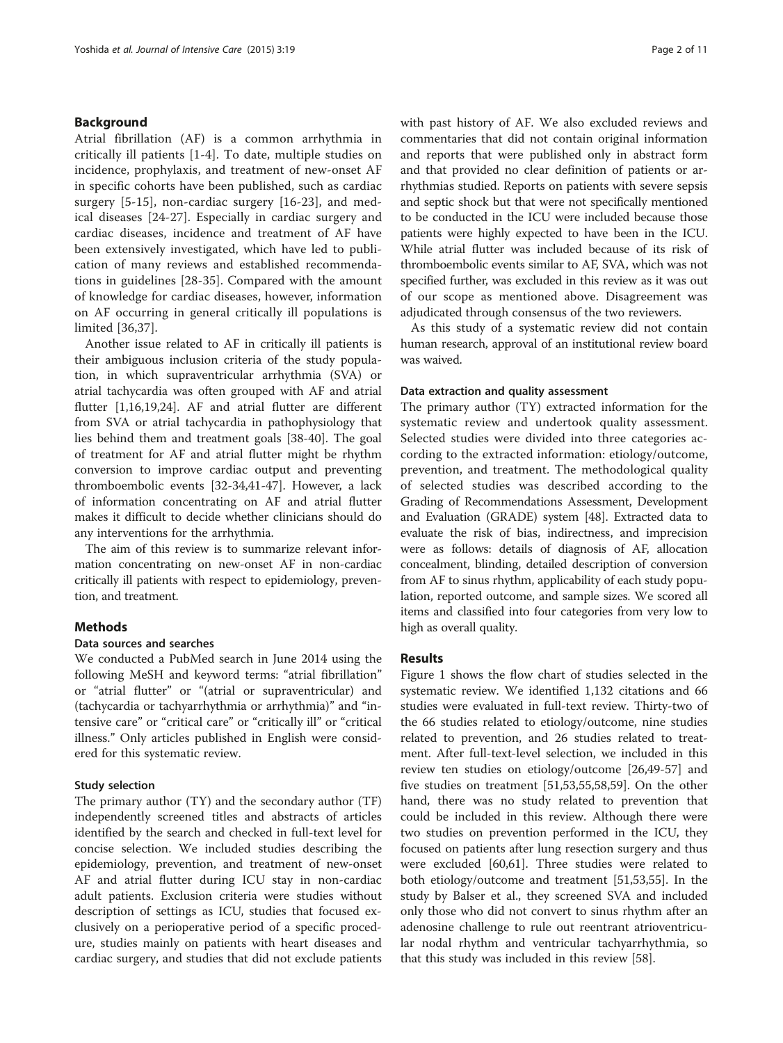## Background

Atrial fibrillation (AF) is a common arrhythmia in critically ill patients [1-4]. To date, multiple studies on incidence, prophylaxis, and treatment of new-onset AF in specific cohorts have been published, such as cardiac surgery [5-15], non-cardiac surgery [16-23], and medical diseases [24-27]. Especially in cardiac surgery and cardiac diseases, incidence and treatment of AF have been extensively investigated, which have led to publication of many reviews and established recommendations in guidelines [28-35]. Compared with the amount of knowledge for cardiac diseases, however, information on AF occurring in general critically ill populations is limited [36,37].

Another issue related to AF in critically ill patients is their ambiguous inclusion criteria of the study population, in which supraventricular arrhythmia (SVA) or atrial tachycardia was often grouped with AF and atrial flutter [1,16,19,24]. AF and atrial flutter are different from SVA or atrial tachycardia in pathophysiology that lies behind them and treatment goals [38-40]. The goal of treatment for AF and atrial flutter might be rhythm conversion to improve cardiac output and preventing thromboembolic events [32-34,41-47]. However, a lack of information concentrating on AF and atrial flutter makes it difficult to decide whether clinicians should do any interventions for the arrhythmia.

The aim of this review is to summarize relevant information concentrating on new-onset AF in non-cardiac critically ill patients with respect to epidemiology, prevention, and treatment.

## Methods

### Data sources and searches

We conducted a PubMed search in June 2014 using the following MeSH and keyword terms: "atrial fibrillation" or "atrial flutter" or "(atrial or supraventricular) and (tachycardia or tachyarrhythmia or arrhythmia)" and "intensive care" or "critical care" or "critically ill" or "critical illness." Only articles published in English were considered for this systematic review.

### Study selection

The primary author (TY) and the secondary author (TF) independently screened titles and abstracts of articles identified by the search and checked in full-text level for concise selection. We included studies describing the epidemiology, prevention, and treatment of new-onset AF and atrial flutter during ICU stay in non-cardiac adult patients. Exclusion criteria were studies without description of settings as ICU, studies that focused exclusively on a perioperative period of a specific procedure, studies mainly on patients with heart diseases and cardiac surgery, and studies that did not exclude patients with past history of AF. We also excluded reviews and commentaries that did not contain original information and reports that were published only in abstract form and that provided no clear definition of patients or arrhythmias studied. Reports on patients with severe sepsis and septic shock but that were not specifically mentioned to be conducted in the ICU were included because those patients were highly expected to have been in the ICU. While atrial flutter was included because of its risk of thromboembolic events similar to AF, SVA, which was not specified further, was excluded in this review as it was out of our scope as mentioned above. Disagreement was adjudicated through consensus of the two reviewers.

As this study of a systematic review did not contain human research, approval of an institutional review board was waived.

### Data extraction and quality assessment

The primary author (TY) extracted information for the systematic review and undertook quality assessment. Selected studies were divided into three categories according to the extracted information: etiology/outcome, prevention, and treatment. The methodological quality of selected studies was described according to the Grading of Recommendations Assessment, Development and Evaluation (GRADE) system [48]. Extracted data to evaluate the risk of bias, indirectness, and imprecision were as follows: details of diagnosis of AF, allocation concealment, blinding, detailed description of conversion from AF to sinus rhythm, applicability of each study population, reported outcome, and sample sizes. We scored all items and classified into four categories from very low to high as overall quality.

## Results

Figure 1 shows the flow chart of studies selected in the systematic review. We identified 1,132 citations and 66 studies were evaluated in full-text review. Thirty-two of the 66 studies related to etiology/outcome, nine studies related to prevention, and 26 studies related to treatment. After full-text-level selection, we included in this review ten studies on etiology/outcome [26,49-57] and five studies on treatment [51,53,55,58,59]. On the other hand, there was no study related to prevention that could be included in this review. Although there were two studies on prevention performed in the ICU, they focused on patients after lung resection surgery and thus were excluded [60,61]. Three studies were related to both etiology/outcome and treatment [51,53,55]. In the study by Balser et al., they screened SVA and included only those who did not convert to sinus rhythm after an adenosine challenge to rule out reentrant atrioventricular nodal rhythm and ventricular tachyarrhythmia, so that this study was included in this review [58].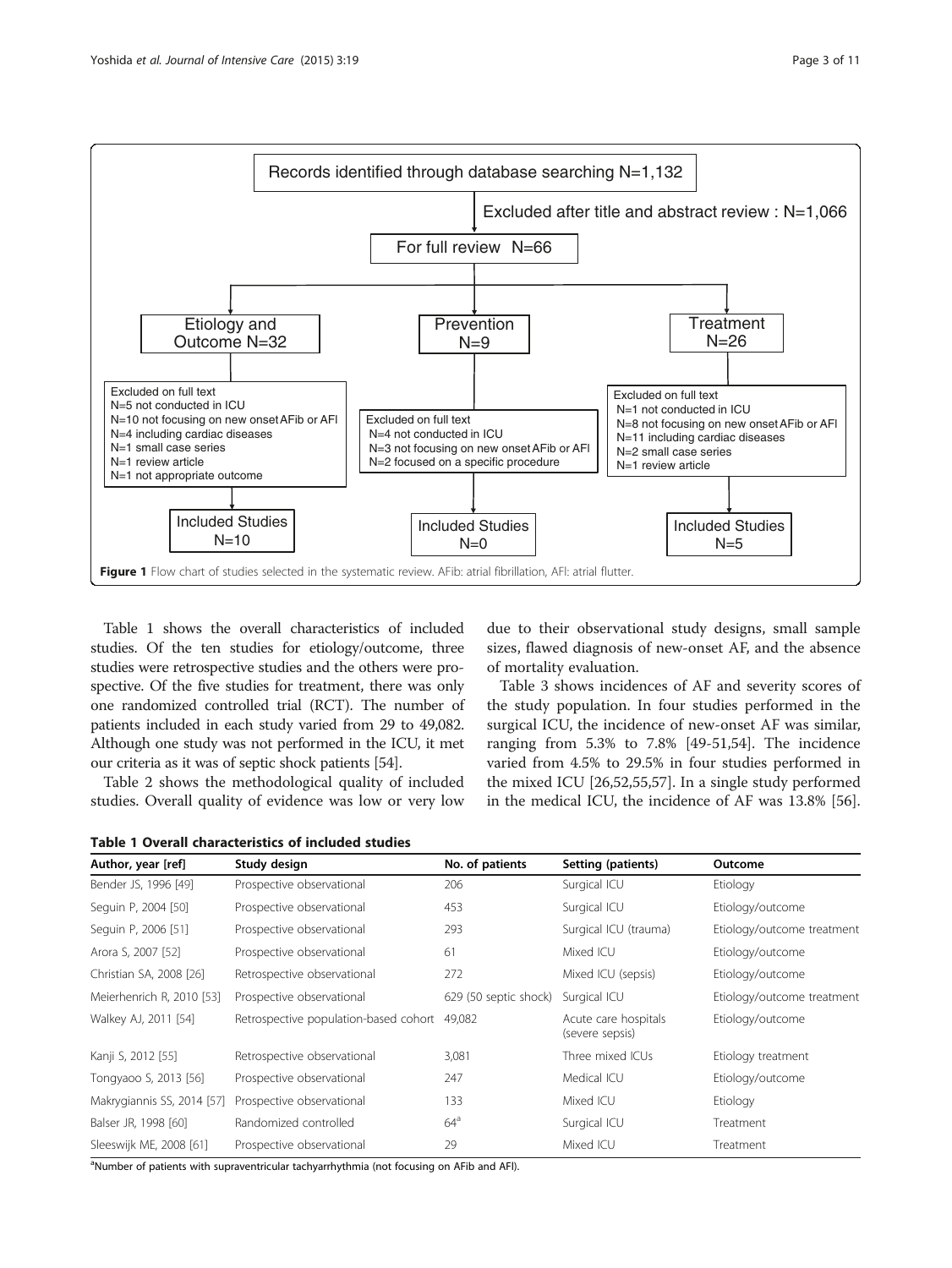Records identified through database searching N=1,132

Excluded after title and abstract review : N=1,066

For full review N=66

**Etiology and Outcome N=32**

Excluded on full text
N=5 not conducted in ICU
N=10 not focusing on new onset AFib or AFl
N=4 including cardiac diseases
N=1 small case series
N=1 review article
N=1 not appropriate outcome

Included Studies N=10

**Prevention N=9**

Excluded on full text
N=4 not conducted in ICU
N=3 not focusing on new onset AFib or AFl
N=2 focused on a specific procedure

Included Studies N=0

**Treatment N=26**

Excluded on full text
N=1 not conducted in ICU
N=8 not focusing on new onset AFib or AFl
N=11 including cardiac diseases
N=2 small case series
N=1 review article

Included Studies N=5

**Figure 1** Flow chart of studies selected in the systematic review. AFib: atrial fibrillation, AFl: atrial flutter.

Table 1 shows the overall characteristics of included studies. Of the ten studies for etiology/outcome, three studies were retrospective studies and the others were prospective. Of the five studies for treatment, there was only one randomized controlled trial (RCT). The number of patients included in each study varied from 29 to 49,082. Although one study was not performed in the ICU, it met our criteria as it was of septic shock patients [54].

Table 2 shows the methodological quality of included studies. Overall quality of evidence was low or very low due to their observational study designs, small sample sizes, flawed diagnosis of new-onset AF, and the absence of mortality evaluation.

Table 3 shows incidences of AF and severity scores of the study population. In four studies performed in the surgical ICU, the incidence of new-onset AF was similar, ranging from 5.3% to 7.8% [49-51,54]. The incidence varied from 4.5% to 29.5% in four studies performed in the mixed ICU [26,52,55,57]. In a single study performed in the medical ICU, the incidence of AF was 13.8% [56].

**Table 1 Overall characteristics of included studies**

| Author, year [ref] | Study design | No. of patients | Setting (patients) | Outcome |
|---|---|---|---|---|
| Bender JS, 1996 [49] | Prospective observational | 206 | Surgical ICU | Etiology |
| Seguin P, 2004 [50] | Prospective observational | 453 | Surgical ICU | Etiology/outcome |
| Seguin P, 2006 [51] | Prospective observational | 293 | Surgical ICU (trauma) | Etiology/outcome treatment |
| Arora S, 2007 [52] | Prospective observational | 61 | Mixed ICU | Etiology/outcome |
| Christian SA, 2008 [26] | Retrospective observational | 272 | Mixed ICU (sepsis) | Etiology/outcome |
| Meierhenrich R, 2010 [53] | Prospective observational | 629 (50 septic shock) | Surgical ICU | Etiology/outcome treatment |
| Walkey AJ, 2011 [54] | Retrospective population-based cohort | 49,082 | Acute care hospitals (severe sepsis) | Etiology/outcome |
| Kanji S, 2012 [55] | Retrospective observational | 3,081 | Three mixed ICUs | Etiology treatment |
| Tongyaoo S, 2013 [56] | Prospective observational | 247 | Medical ICU | Etiology/outcome |
| Makrygiannis SS, 2014 [57] | Prospective observational | 133 | Mixed ICU | Etiology |
| Balser JR, 1998 [60] | Randomized controlled | 64[a] | Surgical ICU | Treatment |
| Sleeswijk ME, 2008 [61] | Prospective observational | 29 | Mixed ICU | Treatment |

[a]Number of patients with supraventricular tachyarrhythmia (not focusing on AFib and AFl).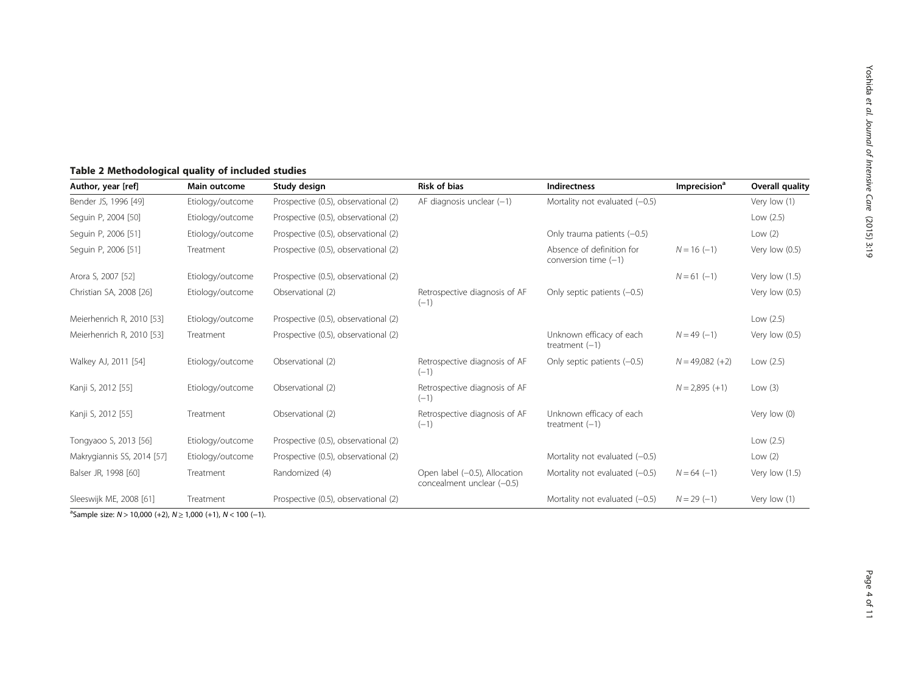**Table 2 Methodological quality of included studies**

| Author, year [ref] | Main outcome | Study design | Risk of bias | Indirectness | Imprecision[a] | Overall quality |
|---|---|---|---|---|---|---|
| Bender JS, 1996 [49] | Etiology/outcome | Prospective (0.5), observational (2) | AF diagnosis unclear (−1) | Mortality not evaluated (−0.5) | | Very low (1) |
| Seguin P, 2004 [50] | Etiology/outcome | Prospective (0.5), observational (2) | | | | Low (2.5) |
| Seguin P, 2006 [51] | Etiology/outcome | Prospective (0.5), observational (2) | | Only trauma patients (−0.5) | | Low (2) |
| Seguin P, 2006 [51] | Treatment | Prospective (0.5), observational (2) | | Absence of definition for conversion time (−1) | $N = 16$ (−1) | Very low (0.5) |
| Arora S, 2007 [52] | Etiology/outcome | Prospective (0.5), observational (2) | | | $N = 61$ (−1) | Very low (1.5) |
| Christian SA, 2008 [26] | Etiology/outcome | Observational (2) | Retrospective diagnosis of AF (−1) | Only septic patients (−0.5) | | Very low (0.5) |
| Meierhenrich R, 2010 [53] | Etiology/outcome | Prospective (0.5), observational (2) | | | | Low (2.5) |
| Meierhenrich R, 2010 [53] | Treatment | Prospective (0.5), observational (2) | | Unknown efficacy of each treatment (−1) | $N = 49$ (−1) | Very low (0.5) |
| Walkey AJ, 2011 [54] | Etiology/outcome | Observational (2) | Retrospective diagnosis of AF (−1) | Only septic patients (−0.5) | $N = 49{,}082$ (+2) | Low (2.5) |
| Kanji S, 2012 [55] | Etiology/outcome | Observational (2) | Retrospective diagnosis of AF (−1) | | $N = 2{,}895$ (+1) | Low (3) |
| Kanji S, 2012 [55] | Treatment | Observational (2) | Retrospective diagnosis of AF (−1) | Unknown efficacy of each treatment (−1) | | Very low (0) |
| Tongyaoo S, 2013 [56] | Etiology/outcome | Prospective (0.5), observational (2) | | | | Low (2.5) |
| Makrygiannis SS, 2014 [57] | Etiology/outcome | Prospective (0.5), observational (2) | | Mortality not evaluated (−0.5) | | Low (2) |
| Balser JR, 1998 [60] | Treatment | Randomized (4) | Open label (−0.5), Allocation concealment unclear (−0.5) | Mortality not evaluated (−0.5) | $N = 64$ (−1) | Very low (1.5) |
| Sleeswijk ME, 2008 [61] | Treatment | Prospective (0.5), observational (2) | | Mortality not evaluated (−0.5) | $N = 29$ (−1) | Very low (1) |

[a]Sample size: $N > 10{,}000$ (+2), $N \geq 1{,}000$ (+1), $N < 100$ (−1).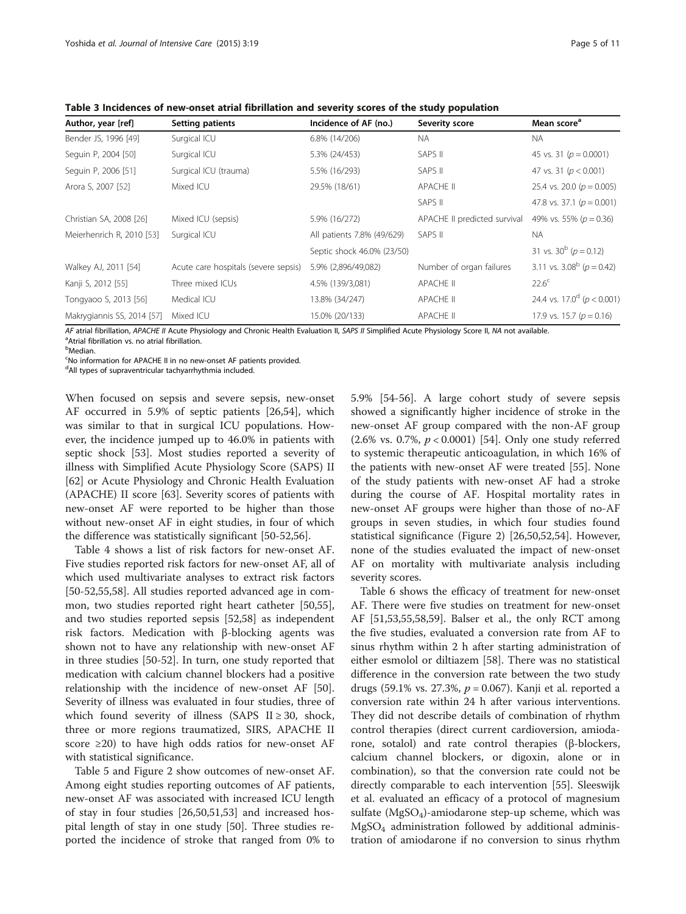**Table 3 Incidences of new-onset atrial fibrillation and severity scores of the study population**

| Author, year [ref] | Setting patients | Incidence of AF (no.) | Severity score | Mean score[a] |
|---|---|---|---|---|
| Bender JS, 1996 [49] | Surgical ICU | 6.8% (14/206) | NA | NA |
| Seguin P, 2004 [50] | Surgical ICU | 5.3% (24/453) | SAPS II | 45 vs. 31 ($p = 0.0001$) |
| Seguin P, 2006 [51] | Surgical ICU (trauma) | 5.5% (16/293) | SAPS II | 47 vs. 31 ($p < 0.001$) |
| Arora S, 2007 [52] | Mixed ICU | 29.5% (18/61) | APACHE II | 25.4 vs. 20.0 ($p = 0.005$) |
| | | | SAPS II | 47.8 vs. 37.1 ($p = 0.001$) |
| Christian SA, 2008 [26] | Mixed ICU (sepsis) | 5.9% (16/272) | APACHE II predicted survival | 49% vs. 55% ($p = 0.36$) |
| Meierhenrich R, 2010 [53] | Surgical ICU | All patients 7.8% (49/629) | SAPS II | NA |
| | | Septic shock 46.0% (23/50) | | 31 vs. 30[b] ($p = 0.12$) |
| Walkey AJ, 2011 [54] | Acute care hospitals (severe sepsis) | 5.9% (2,896/49,082) | Number of organ failures | 3.11 vs. 3.08[b] ($p = 0.42$) |
| Kanji S, 2012 [55] | Three mixed ICUs | 4.5% (139/3,081) | APACHE II | 22.6[c] |
| Tongyaoo S, 2013 [56] | Medical ICU | 13.8% (34/247) | APACHE II | 24.4 vs. 17.0[d] ($p < 0.001$) |
| Makrygiannis SS, 2014 [57] | Mixed ICU | 15.0% (20/133) | APACHE II | 17.9 vs. 15.7 ($p = 0.16$) |

*AF* atrial fibrillation, *APACHE II* Acute Physiology and Chronic Health Evaluation II, *SAPS II* Simplified Acute Physiology Score II, *NA* not available.
[a]Atrial fibrillation vs. no atrial fibrillation.
[b]Median.
[c]No information for APACHE II in no new-onset AF patients provided.
[d]All types of supraventricular tachyarrhythmia included.

When focused on sepsis and severe sepsis, new-onset AF occurred in 5.9% of septic patients [26,54], which was similar to that in surgical ICU populations. However, the incidence jumped up to 46.0% in patients with septic shock [53]. Most studies reported a severity of illness with Simplified Acute Physiology Score (SAPS) II [62] or Acute Physiology and Chronic Health Evaluation (APACHE) II score [63]. Severity scores of patients with new-onset AF were reported to be higher than those without new-onset AF in eight studies, in four of which the difference was statistically significant [50-52,56].

Table 4 shows a list of risk factors for new-onset AF. Five studies reported risk factors for new-onset AF, all of which used multivariate analyses to extract risk factors [50-52,55,58]. All studies reported advanced age in common, two studies reported right heart catheter [50,55], and two studies reported sepsis [52,58] as independent risk factors. Medication with β-blocking agents was shown not to have any relationship with new-onset AF in three studies [50-52]. In turn, one study reported that medication with calcium channel blockers had a positive relationship with the incidence of new-onset AF [50]. Severity of illness was evaluated in four studies, three of which found severity of illness (SAPS II ≥ 30, shock, three or more regions traumatized, SIRS, APACHE II score ≥20) to have high odds ratios for new-onset AF with statistical significance.

Table 5 and Figure 2 show outcomes of new-onset AF. Among eight studies reporting outcomes of AF patients, new-onset AF was associated with increased ICU length of stay in four studies [26,50,51,53] and increased hospital length of stay in one study [50]. Three studies reported the incidence of stroke that ranged from 0% to 5.9% [54-56]. A large cohort study of severe sepsis showed a significantly higher incidence of stroke in the new-onset AF group compared with the non-AF group (2.6% vs. 0.7%, $p < 0.0001$) [54]. Only one study referred to systemic therapeutic anticoagulation, in which 16% of the patients with new-onset AF were treated [55]. None of the study patients with new-onset AF had a stroke during the course of AF. Hospital mortality rates in new-onset AF groups were higher than those of no-AF groups in seven studies, in which four studies found statistical significance (Figure 2) [26,50,52,54]. However, none of the studies evaluated the impact of new-onset AF on mortality with multivariate analysis including severity scores.

Table 6 shows the efficacy of treatment for new-onset AF. There were five studies on treatment for new-onset AF [51,53,55,58,59]. Balser et al., the only RCT among the five studies, evaluated a conversion rate from AF to sinus rhythm within 2 h after starting administration of either esmolol or diltiazem [58]. There was no statistical difference in the conversion rate between the two study drugs (59.1% vs. 27.3%, $p = 0.067$). Kanji et al. reported a conversion rate within 24 h after various interventions. They did not describe details of combination of rhythm control therapies (direct current cardioversion, amiodarone, sotalol) and rate control therapies (β-blockers, calcium channel blockers, or digoxin, alone or in combination), so that the conversion rate could not be directly comparable to each intervention [55]. Sleeswijk et al. evaluated an efficacy of a protocol of magnesium sulfate ($MgSO_4$)-amiodarone step-up scheme, which was $MgSO_4$ administration followed by additional administration of amiodarone if no conversion to sinus rhythm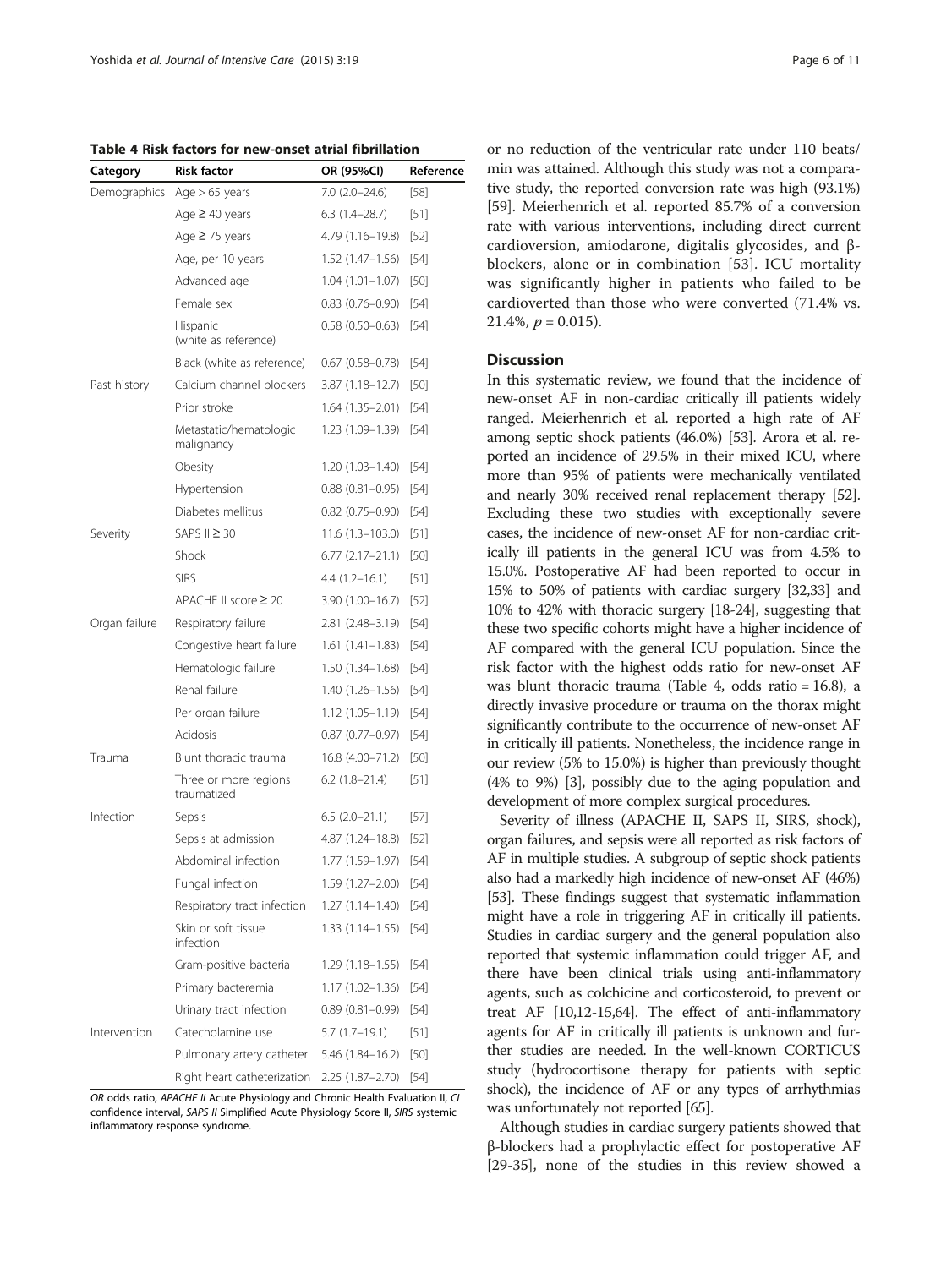**Table 4 Risk factors for new-onset atrial fibrillation**

| Category | Risk factor | OR (95%CI) | Reference |
|---|---|---|---|
| Demographics | Age > 65 years | 7.0 (2.0–24.6) | [58] |
| | Age ≥ 40 years | 6.3 (1.4–28.7) | [51] |
| | Age ≥ 75 years | 4.79 (1.16–19.8) | [52] |
| | Age, per 10 years | 1.52 (1.47–1.56) | [54] |
| | Advanced age | 1.04 (1.01–1.07) | [50] |
| | Female sex | 0.83 (0.76–0.90) | [54] |
| | Hispanic (white as reference) | 0.58 (0.50–0.63) | [54] |
| | Black (white as reference) | 0.67 (0.58–0.78) | [54] |
| Past history | Calcium channel blockers | 3.87 (1.18–12.7) | [50] |
| | Prior stroke | 1.64 (1.35–2.01) | [54] |
| | Metastatic/hematologic malignancy | 1.23 (1.09–1.39) | [54] |
| | Obesity | 1.20 (1.03–1.40) | [54] |
| | Hypertension | 0.88 (0.81–0.95) | [54] |
| | Diabetes mellitus | 0.82 (0.75–0.90) | [54] |
| Severity | SAPS II ≥ 30 | 11.6 (1.3–103.0) | [51] |
| | Shock | 6.77 (2.17–21.1) | [50] |
| | SIRS | 4.4 (1.2–16.1) | [51] |
| | APACHE II score ≥ 20 | 3.90 (1.00–16.7) | [52] |
| Organ failure | Respiratory failure | 2.81 (2.48–3.19) | [54] |
| | Congestive heart failure | 1.61 (1.41–1.83) | [54] |
| | Hematologic failure | 1.50 (1.34–1.68) | [54] |
| | Renal failure | 1.40 (1.26–1.56) | [54] |
| | Per organ failure | 1.12 (1.05–1.19) | [54] |
| | Acidosis | 0.87 (0.77–0.97) | [54] |
| Trauma | Blunt thoracic trauma | 16.8 (4.00–71.2) | [50] |
| | Three or more regions traumatized | 6.2 (1.8–21.4) | [51] |
| Infection | Sepsis | 6.5 (2.0–21.1) | [57] |
| | Sepsis at admission | 4.87 (1.24–18.8) | [52] |
| | Abdominal infection | 1.77 (1.59–1.97) | [54] |
| | Fungal infection | 1.59 (1.27–2.00) | [54] |
| | Respiratory tract infection | 1.27 (1.14–1.40) | [54] |
| | Skin or soft tissue infection | 1.33 (1.14–1.55) | [54] |
| | Gram-positive bacteria | 1.29 (1.18–1.55) | [54] |
| | Primary bacteremia | 1.17 (1.02–1.36) | [54] |
| | Urinary tract infection | 0.89 (0.81–0.99) | [54] |
| Intervention | Catecholamine use | 5.7 (1.7–19.1) | [51] |
| | Pulmonary artery catheter | 5.46 (1.84–16.2) | [50] |
| | Right heart catheterization | 2.25 (1.87–2.70) | [54] |

*OR* odds ratio, *APACHE II* Acute Physiology and Chronic Health Evaluation II, *CI* confidence interval, *SAPS II* Simplified Acute Physiology Score II, *SIRS* systemic inflammatory response syndrome.

or no reduction of the ventricular rate under 110 beats/min was attained. Although this study was not a comparative study, the reported conversion rate was high (93.1%) [59]. Meierhenrich et al. reported 85.7% of a conversion rate with various interventions, including direct current cardioversion, amiodarone, digitalis glycosides, and β-blockers, alone or in combination [53]. ICU mortality was significantly higher in patients who failed to be cardioverted than those who were converted (71.4% vs. 21.4%, $p = 0.015$).

## Discussion

In this systematic review, we found that the incidence of new-onset AF in non-cardiac critically ill patients widely ranged. Meierhenrich et al. reported a high rate of AF among septic shock patients (46.0%) [53]. Arora et al. reported an incidence of 29.5% in their mixed ICU, where more than 95% of patients were mechanically ventilated and nearly 30% received renal replacement therapy [52]. Excluding these two studies with exceptionally severe cases, the incidence of new-onset AF for non-cardiac critically ill patients in the general ICU was from 4.5% to 15.0%. Postoperative AF had been reported to occur in 15% to 50% of patients with cardiac surgery [32,33] and 10% to 42% with thoracic surgery [18-24], suggesting that these two specific cohorts might have a higher incidence of AF compared with the general ICU population. Since the risk factor with the highest odds ratio for new-onset AF was blunt thoracic trauma (Table 4, odds ratio = 16.8), a directly invasive procedure or trauma on the thorax might significantly contribute to the occurrence of new-onset AF in critically ill patients. Nonetheless, the incidence range in our review (5% to 15.0%) is higher than previously thought (4% to 9%) [3], possibly due to the aging population and development of more complex surgical procedures.

Severity of illness (APACHE II, SAPS II, SIRS, shock), organ failures, and sepsis were all reported as risk factors of AF in multiple studies. A subgroup of septic shock patients also had a markedly high incidence of new-onset AF (46%) [53]. These findings suggest that systematic inflammation might have a role in triggering AF in critically ill patients. Studies in cardiac surgery and the general population also reported that systemic inflammation could trigger AF, and there have been clinical trials using anti-inflammatory agents, such as colchicine and corticosteroid, to prevent or treat AF [10,12-15,64]. The effect of anti-inflammatory agents for AF in critically ill patients is unknown and further studies are needed. In the well-known CORTICUS study (hydrocortisone therapy for patients with septic shock), the incidence of AF or any types of arrhythmias was unfortunately not reported [65].

Although studies in cardiac surgery patients showed that β-blockers had a prophylactic effect for postoperative AF [29-35], none of the studies in this review showed a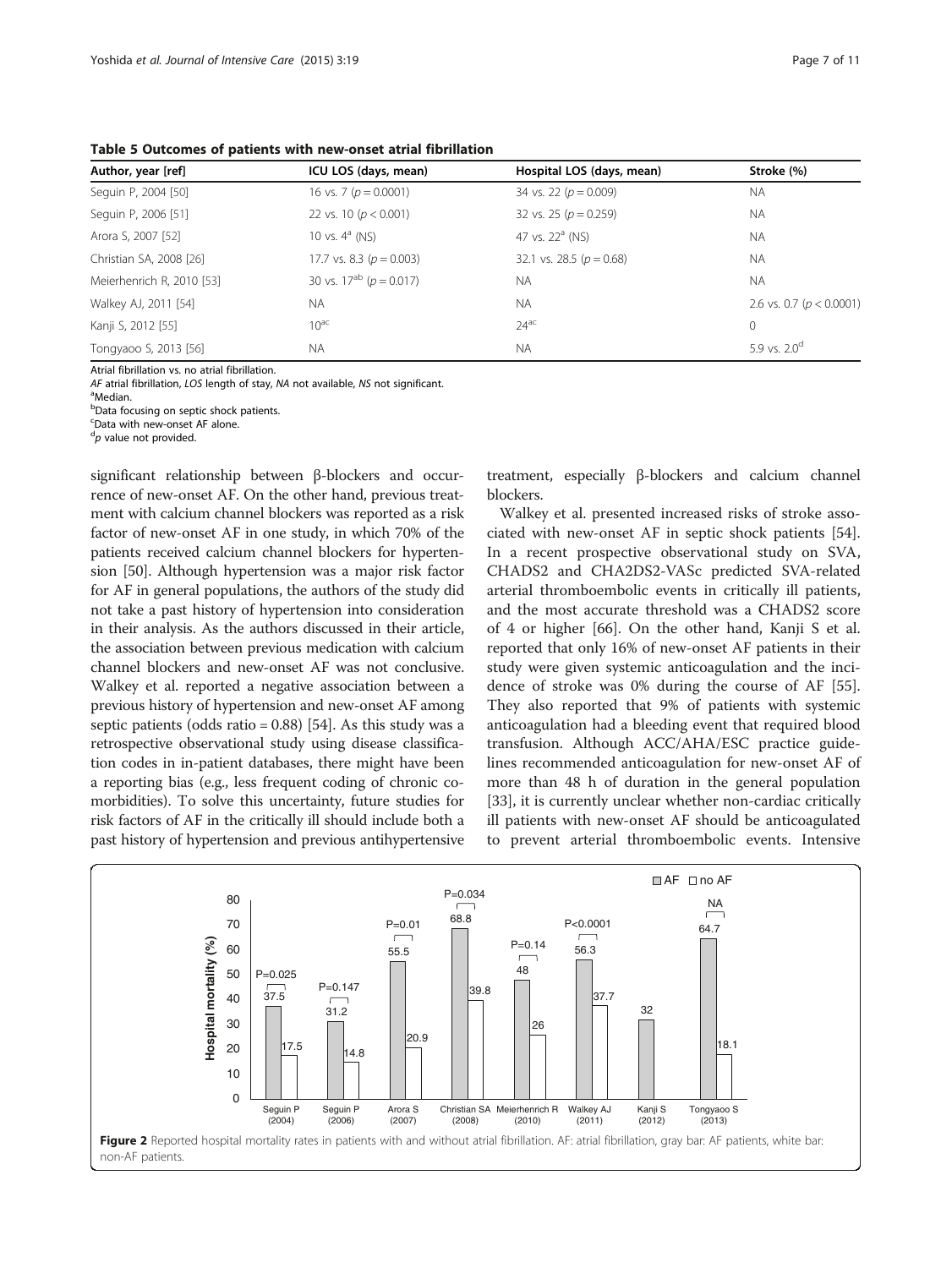**Table 5 Outcomes of patients with new-onset atrial fibrillation**

| Author, year [ref] | ICU LOS (days, mean) | Hospital LOS (days, mean) | Stroke (%) |
|---|---|---|---|
| Seguin P, 2004 [50] | 16 vs. 7 ($p = 0.0001$) | 34 vs. 22 ($p = 0.009$) | NA |
| Seguin P, 2006 [51] | 22 vs. 10 ($p < 0.001$) | 32 vs. 25 ($p = 0.259$) | NA |
| Arora S, 2007 [52] | 10 vs. 4[a] (NS) | 47 vs. 22[a] (NS) | NA |
| Christian SA, 2008 [26] | 17.7 vs. 8.3 ($p = 0.003$) | 32.1 vs. 28.5 ($p = 0.68$) | NA |
| Meierhenrich R, 2010 [53] | 30 vs. 17[ab] ($p = 0.017$) | NA | NA |
| Walkey AJ, 2011 [54] | NA | NA | 2.6 vs. 0.7 ($p < 0.0001$) |
| Kanji S, 2012 [55] | 10[ac] | 24[ac] | 0 |
| Tongyaoo S, 2013 [56] | NA | NA | 5.9 vs. 2.0[d] |

Atrial fibrillation vs. no atrial fibrillation.
*AF* atrial fibrillation, *LOS* length of stay, *NA* not available, *NS* not significant.
[a]Median.
[b]Data focusing on septic shock patients.
[c]Data with new-onset AF alone.
[d]*p* value not provided.

significant relationship between β-blockers and occurrence of new-onset AF. On the other hand, previous treatment with calcium channel blockers was reported as a risk factor of new-onset AF in one study, in which 70% of the patients received calcium channel blockers for hypertension [50]. Although hypertension was a major risk factor for AF in general populations, the authors of the study did not take a past history of hypertension into consideration in their analysis. As the authors discussed in their article, the association between previous medication with calcium channel blockers and new-onset AF was not conclusive. Walkey et al. reported a negative association between a previous history of hypertension and new-onset AF among septic patients (odds ratio = 0.88) [54]. As this study was a retrospective observational study using disease classification codes in in-patient databases, there might have been a reporting bias (e.g., less frequent coding of chronic comorbidities). To solve this uncertainty, future studies for risk factors of AF in the critically ill should include both a past history of hypertension and previous antihypertensive treatment, especially β-blockers and calcium channel blockers.

Walkey et al. presented increased risks of stroke associated with new-onset AF in septic shock patients [54]. In a recent prospective observational study on SVA, CHADS2 and CHA2DS2-VASc predicted SVA-related arterial thromboembolic events in critically ill patients, and the most accurate threshold was a CHADS2 score of 4 or higher [66]. On the other hand, Kanji S et al. reported that only 16% of new-onset AF patients in their study were given systemic anticoagulation and the incidence of stroke was 0% during the course of AF [55]. They also reported that 9% of patients with systemic anticoagulation had a bleeding event that required blood transfusion. Although ACC/AHA/ESC practice guidelines recommended anticoagulation for new-onset AF of more than 48 h of duration in the general population [33], it is currently unclear whether non-cardiac critically ill patients with new-onset AF should be anticoagulated to prevent arterial thromboembolic events. Intensive

**Figure 2** Reported hospital mortality rates in patients with and without atrial fibrillation. AF: atrial fibrillation, gray bar: AF patients, white bar: non-AF patients.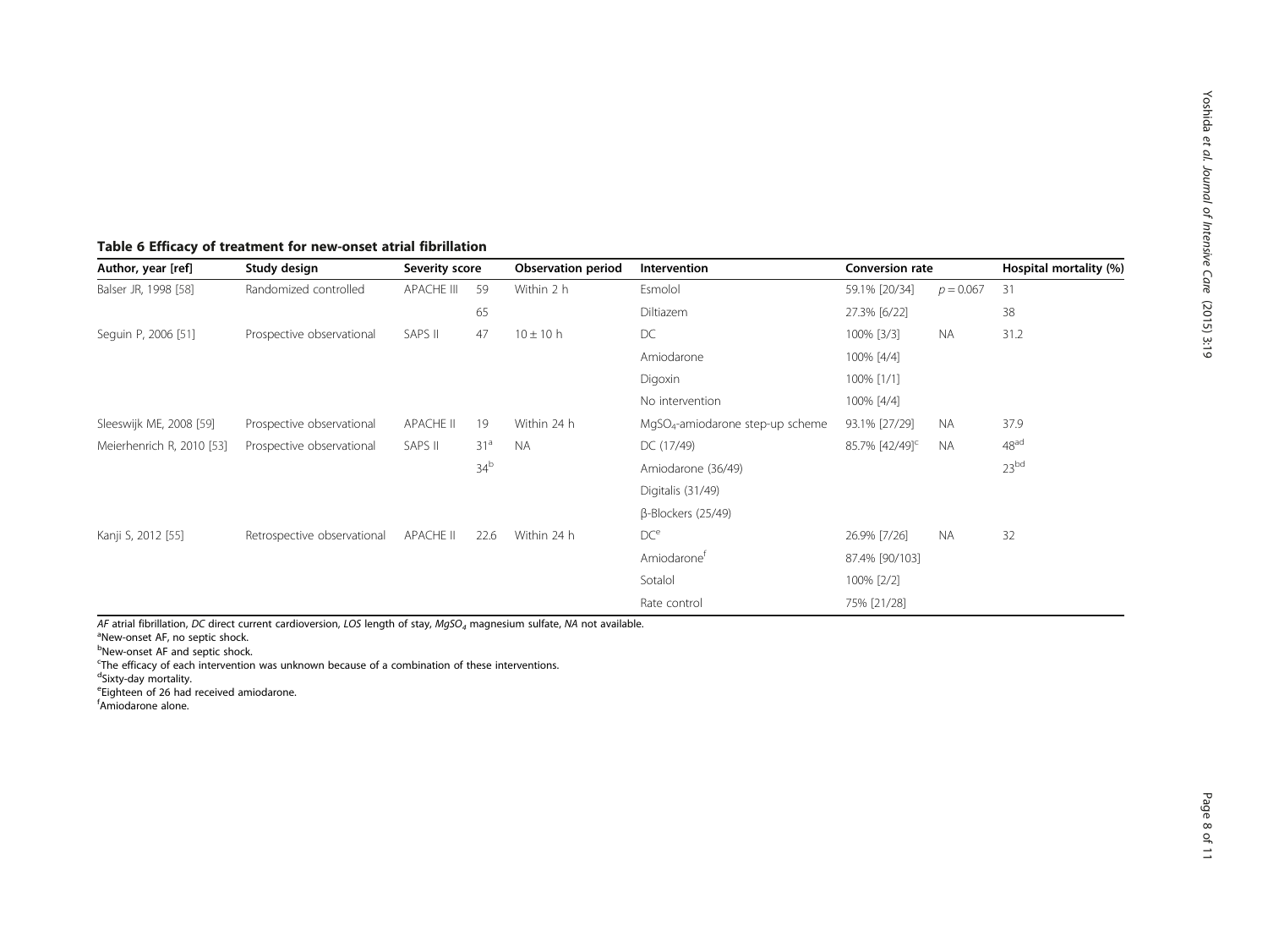**Table 6 Efficacy of treatment for new-onset atrial fibrillation**

| Author, year [ref] | Study design | Severity score | | Observation period | Intervention | Conversion rate | | Hospital mortality (%) |
|---|---|---|---|---|---|---|---|---|
| Balser JR, 1998 [58] | Randomized controlled | APACHE III | 59 | Within 2 h | Esmolol | 59.1% [20/34] | $p = 0.067$ | 31 |
| | | | 65 | | Diltiazem | 27.3% [6/22] | | 38 |
| Seguin P, 2006 [51] | Prospective observational | SAPS II | 47 | $10 \pm 10$ h | DC | 100% [3/3] | NA | 31.2 |
| | | | | | Amiodarone | 100% [4/4] | | |
| | | | | | Digoxin | 100% [1/1] | | |
| | | | | | No intervention | 100% [4/4] | | |
| Sleeswijk ME, 2008 [59] | Prospective observational | APACHE II | 19 | Within 24 h | $MgSO_4$-amiodarone step-up scheme | 93.1% [27/29] | NA | 37.9 |
| Meierhenrich R, 2010 [53] | Prospective observational | SAPS II | 31[a] | NA | DC (17/49) | 85.7% [42/49][c] | NA | 48[ad] |
| | | | 34[b] | | Amiodarone (36/49) | | | 23[bd] |
| | | | | | Digitalis (31/49) | | | |
| | | | | | β-Blockers (25/49) | | | |
| Kanji S, 2012 [55] | Retrospective observational | APACHE II | 22.6 | Within 24 h | DC[e] | 26.9% [7/26] | NA | 32 |
| | | | | | Amiodarone[f] | 87.4% [90/103] | | |
| | | | | | Sotalol | 100% [2/2] | | |
| | | | | | Rate control | 75% [21/28] | | |

*AF* atrial fibrillation, *DC* direct current cardioversion, *LOS* length of stay, $MgSO_4$ magnesium sulfate, *NA* not available.
[a]New-onset AF, no septic shock.
[b]New-onset AF and septic shock.
[c]The efficacy of each intervention was unknown because of a combination of these interventions.
[d]Sixty-day mortality.
[e]Eighteen of 26 had received amiodarone.
[f]Amiodarone alone.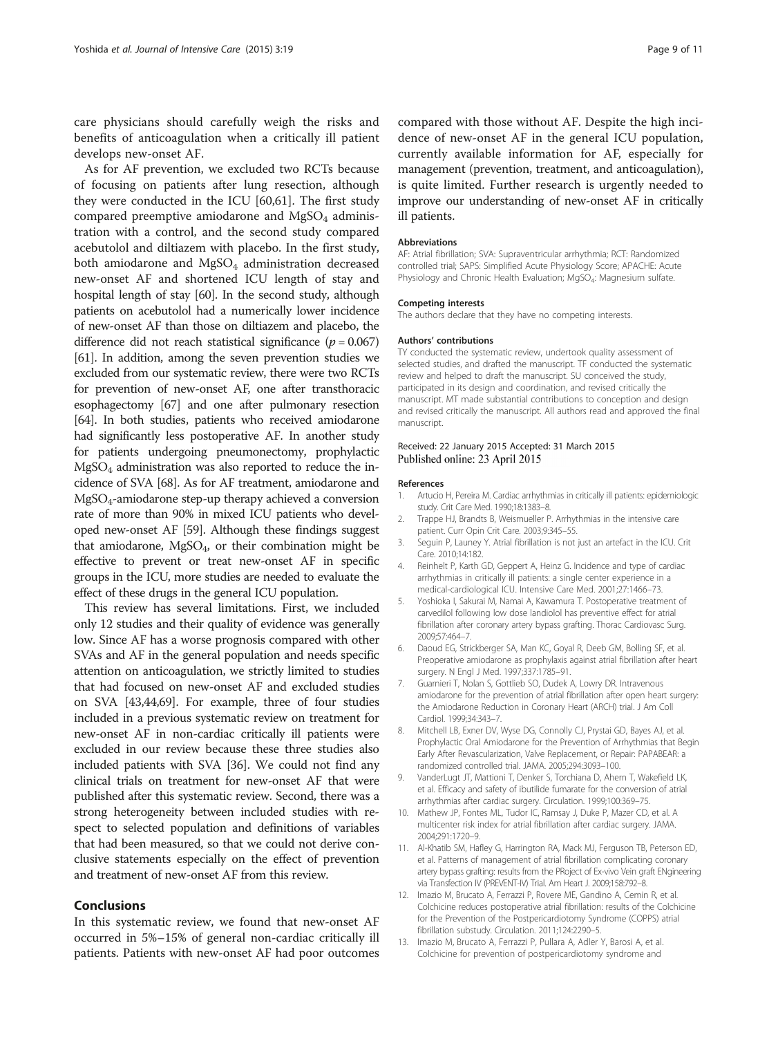care physicians should carefully weigh the risks and benefits of anticoagulation when a critically ill patient develops new-onset AF.

As for AF prevention, we excluded two RCTs because of focusing on patients after lung resection, although they were conducted in the ICU [60,61]. The first study compared preemptive amiodarone and $MgSO_4$ administration with a control, and the second study compared acebutolol and diltiazem with placebo. In the first study, both amiodarone and $MgSO_4$ administration decreased new-onset AF and shortened ICU length of stay and hospital length of stay [60]. In the second study, although patients on acebutolol had a numerically lower incidence of new-onset AF than those on diltiazem and placebo, the difference did not reach statistical significance ($p = 0.067$) [61]. In addition, among the seven prevention studies we excluded from our systematic review, there were two RCTs for prevention of new-onset AF, one after transthoracic esophagectomy [67] and one after pulmonary resection [64]. In both studies, patients who received amiodarone had significantly less postoperative AF. In another study for patients undergoing pneumonectomy, prophylactic $MgSO_4$ administration was also reported to reduce the incidence of SVA [68]. As for AF treatment, amiodarone and $MgSO_4$-amiodarone step-up therapy achieved a conversion rate of more than 90% in mixed ICU patients who developed new-onset AF [59]. Although these findings suggest that amiodarone, $MgSO_4$, or their combination might be effective to prevent or treat new-onset AF in specific groups in the ICU, more studies are needed to evaluate the effect of these drugs in the general ICU population.

This review has several limitations. First, we included only 12 studies and their quality of evidence was generally low. Since AF has a worse prognosis compared with other SVAs and AF in the general population and needs specific attention on anticoagulation, we strictly limited to studies that had focused on new-onset AF and excluded studies on SVA [43,44,69]. For example, three of four studies included in a previous systematic review on treatment for new-onset AF in non-cardiac critically ill patients were excluded in our review because these three studies also included patients with SVA [36]. We could not find any clinical trials on treatment for new-onset AF that were published after this systematic review. Second, there was a strong heterogeneity between included studies with respect to selected population and definitions of variables that had been measured, so that we could not derive conclusive statements especially on the effect of prevention and treatment of new-onset AF from this review.

## Conclusions

In this systematic review, we found that new-onset AF occurred in 5%–15% of general non-cardiac critically ill patients. Patients with new-onset AF had poor outcomes compared with those without AF. Despite the high incidence of new-onset AF in the general ICU population, currently available information for AF, especially for management (prevention, treatment, and anticoagulation), is quite limited. Further research is urgently needed to improve our understanding of new-onset AF in critically ill patients.

#### Abbreviations

AF: Atrial fibrillation; SVA: Supraventricular arrhythmia; RCT: Randomized controlled trial; SAPS: Simplified Acute Physiology Score; APACHE: Acute Physiology and Chronic Health Evaluation; $MgSO_4$: Magnesium sulfate.

#### Competing interests

The authors declare that they have no competing interests.

#### Authors' contributions

TY conducted the systematic review, undertook quality assessment of selected studies, and drafted the manuscript. TF conducted the systematic review and helped to draft the manuscript. SU conceived the study, participated in its design and coordination, and revised critically the manuscript. MT made substantial contributions to conception and design and revised critically the manuscript. All authors read and approved the final manuscript.

Received: 22 January 2015 Accepted: 31 March 2015
Published online: 23 April 2015

#### References

1. Artucio H, Pereira M. Cardiac arrhythmias in critically ill patients: epidemiologic study. Crit Care Med. 1990;18:1383–8.
2. Trappe HJ, Brandts B, Weismueller P. Arrhythmias in the intensive care patient. Curr Opin Crit Care. 2003;9:345–55.
3. Seguin P, Launey Y. Atrial fibrillation is not just an artefact in the ICU. Crit Care. 2010;14:182.
4. Reinhelt P, Karth GD, Geppert A, Heinz G. Incidence and type of cardiac arrhythmias in critically ill patients: a single center experience in a medical-cardiological ICU. Intensive Care Med. 2001;27:1466–73.
5. Yoshioka I, Sakurai M, Namai A, Kawamura T. Postoperative treatment of carvedilol following low dose landiolol has preventive effect for atrial fibrillation after coronary artery bypass grafting. Thorac Cardiovasc Surg. 2009;57:464–7.
6. Daoud EG, Strickberger SA, Man KC, Goyal R, Deeb GM, Bolling SF, et al. Preoperative amiodarone as prophylaxis against atrial fibrillation after heart surgery. N Engl J Med. 1997;337:1785–91.
7. Guarnieri T, Nolan S, Gottlieb SO, Dudek A, Lowry DR. Intravenous amiodarone for the prevention of atrial fibrillation after open heart surgery: the Amiodarone Reduction in Coronary Heart (ARCH) trial. J Am Coll Cardiol. 1999;34:343–7.
8. Mitchell LB, Exner DV, Wyse DG, Connolly CJ, Prystai GD, Bayes AJ, et al. Prophylactic Oral Amiodarone for the Prevention of Arrhythmias that Begin Early After Revascularization, Valve Replacement, or Repair: PAPABEAR: a randomized controlled trial. JAMA. 2005;294:3093–100.
9. VanderLugt JT, Mattioni T, Denker S, Torchiana D, Ahern T, Wakefield LK, et al. Efficacy and safety of ibutilide fumarate for the conversion of atrial arrhythmias after cardiac surgery. Circulation. 1999;100:369–75.
10. Mathew JP, Fontes ML, Tudor IC, Ramsay J, Duke P, Mazer CD, et al. A multicenter risk index for atrial fibrillation after cardiac surgery. JAMA. 2004;291:1720–9.
11. Al-Khatib SM, Hafley G, Harrington RA, Mack MJ, Ferguson TB, Peterson ED, et al. Patterns of management of atrial fibrillation complicating coronary artery bypass grafting: results from the PRoject of Ex-vivo Vein graft ENgineering via Transfection IV (PREVENT-IV) Trial. Am Heart J. 2009;158:792–8.
12. Imazio M, Brucato A, Ferrazzi P, Rovere ME, Gandino A, Cemin R, et al. Colchicine reduces postoperative atrial fibrillation: results of the Colchicine for the Prevention of the Postpericardiotomy Syndrome (COPPS) atrial fibrillation substudy. Circulation. 2011;124:2290–5.
13. Imazio M, Brucato A, Ferrazzi P, Pullara A, Adler Y, Barosi A, et al. Colchicine for prevention of postpericardiotomy syndrome and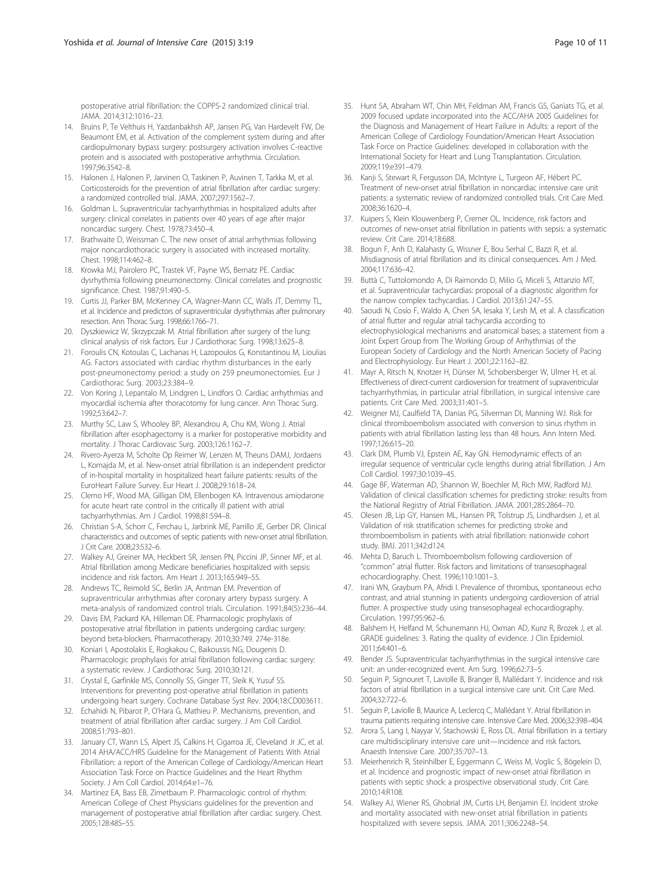postoperative atrial fibrillation: the COPPS-2 randomized clinical trial. JAMA. 2014;312:1016–23.

14. Bruins P, Te Velthuis H, Yazdanbakhsh AP, Jansen PG, Van Hardevelt FW, De Beaumont EM, et al. Activation of the complement system during and after cardiopulmonary bypass surgery: postsurgery activation involves C-reactive protein and is associated with postoperative arrhythmia. Circulation. 1997;96:3542–8.
15. Halonen J, Halonen P, Jarvinen O, Taskinen P, Auvinen T, Tarkka M, et al. Corticosteroids for the prevention of atrial fibrillation after cardiac surgery: a randomized controlled trial. JAMA. 2007;297:1562–7.
16. Goldman L. Supraventricular tachyarrhythmias in hospitalized adults after surgery: clinical correlates in patients over 40 years of age after major noncardiac surgery. Chest. 1978;73:450–4.
17. Brathwaite D, Weissman C. The new onset of atrial arrhythmias following major noncardiothoracic surgery is associated with increased mortality. Chest. 1998;114:462–8.
18. Krowka MJ, Pairolero PC, Trastek VF, Payne WS, Bernatz PE. Cardiac dysrhythmia following pneumonectomy. Clinical correlates and prognostic significance. Chest. 1987;91:490–5.
19. Curtis JJ, Parker BM, McKenney CA, Wagner-Mann CC, Walls JT, Demmy TL, et al. Incidence and predictors of supraventricular dysrhythmias after pulmonary resection. Ann Thorac Surg. 1998;66:1766–71.
20. Dyszkiewicz W, Skrzypczak M. Atrial fibrillation after surgery of the lung: clinical analysis of risk factors. Eur J Cardiothorac Surg. 1998;13:625–8.
21. Foroulis CN, Kotoulas C, Lachanas H, Lazopoulos G, Konstantinou M, Lioulias AG. Factors associated with cardiac rhythm disturbances in the early post-pneumonectomy period: a study on 259 pneumonectomies. Eur J Cardiothorac Surg. 2003;23:384–9.
22. Von Koring J, Lepantalo M, Lindgren L, Lindfors O. Cardiac arrhythmias and myocardial ischemia after thoracotomy for lung cancer. Ann Thorac Surg. 1992;53:642–7.
23. Murthy SC, Law S, Whooley BP, Alexandrou A, Chu KM, Wong J. Atrial fibrillation after esophagectomy is a marker for postoperative morbidity and mortality. J Thorac Cardiovasc Surg. 2003;126:1162–7.
24. Rivero-Ayerza M, Scholte Op Reimer W, Lenzen M, Theuns DAMJ, Jordaens L, Komajda M, et al. New-onset atrial fibrillation is an independent predictor of in-hospital mortality in hospitalized heart failure patients: results of the EuroHeart Failure Survey. Eur Heart J. 2008;29:1618–24.
25. Clemo HF, Wood MA, Gilligan DM, Ellenbogen KA. Intravenous amiodarone for acute heart rate control in the critically ill patient with atrial tachyarrhythmias. Am J Cardiol. 1998;81:594–8.
26. Christian S-A, Schorr C, Ferchau L, Jarbrink ME, Parrillo JE, Gerber DR. Clinical characteristics and outcomes of septic patients with new-onset atrial fibrillation. J Crit Care. 2008;23:532–6.
27. Walkey AJ, Greiner MA, Heckbert SR, Jensen PN, Piccini JP, Sinner MF, et al. Atrial fibrillation among Medicare beneficiaries hospitalized with sepsis: incidence and risk factors. Am Heart J. 2013;165:949–55.
28. Andrews TC, Reimold SC, Berlin JA, Antman EM. Prevention of supraventricular arrhythmias after coronary artery bypass surgery. A meta-analysis of randomized control trials. Circulation. 1991;84(5):236–44.
29. Davis EM, Packard KA, Hilleman DE. Pharmacologic prophylaxis of postoperative atrial fibrillation in patients undergoing cardiac surgery: beyond beta-blockers. Pharmacotherapy. 2010;30:749. 274e-318e.
30. Koniari I, Apostolakis E, Rogkakou C, Baikoussis NG, Dougenis D. Pharmacologic prophylaxis for atrial fibrillation following cardiac surgery: a systematic review. J Cardiothorac Surg. 2010;30:121.
31. Crystal E, Garfinkle MS, Connolly SS, Ginger TT, Sleik K, Yusuf SS. Interventions for preventing post-operative atrial fibrillation in patients undergoing heart surgery. Cochrane Database Syst Rev. 2004;18:CD003611.
32. Echahidi N, Pibarot P, O'Hara G, Mathieu P. Mechanisms, prevention, and treatment of atrial fibrillation after cardiac surgery. J Am Coll Cardiol. 2008;51:793–801.
33. January CT, Wann LS, Alpert JS, Calkins H, Cigarroa JE, Cleveland Jr JC, et al. 2014 AHA/ACC/HRS Guideline for the Management of Patients With Atrial Fibrillation: a report of the American College of Cardiology/American Heart Association Task Force on Practice Guidelines and the Heart Rhythm Society. J Am Coll Cardiol. 2014;64:e1–76.
34. Martinez EA, Bass EB, Zimetbaum P. Pharmacologic control of rhythm: American College of Chest Physicians guidelines for the prevention and management of postoperative atrial fibrillation after cardiac surgery. Chest. 2005;128:48S–55.
35. Hunt SA, Abraham WT, Chin MH, Feldman AM, Francis GS, Ganiats TG, et al. 2009 focused update incorporated into the ACC/AHA 2005 Guidelines for the Diagnosis and Management of Heart Failure in Adults: a report of the American College of Cardiology Foundation/American Heart Association Task Force on Practice Guidelines: developed in collaboration with the International Society for Heart and Lung Transplantation. Circulation. 2009;119:e391–479.
36. Kanji S, Stewart R, Fergusson DA, McIntyre L, Turgeon AF, Hébert PC. Treatment of new-onset atrial fibrillation in noncardiac intensive care unit patients: a systematic review of randomized controlled trials. Crit Care Med. 2008;36:1620–4.
37. Kuipers S, Klein Klouwenberg P, Cremer OL. Incidence, risk factors and outcomes of new-onset atrial fibrillation in patients with sepsis: a systematic review. Crit Care. 2014;18:688.
38. Bogun F, Anh D, Kalahasty G, Wissner E, Bou Serhal C, Bazzi R, et al. Misdiagnosis of atrial fibrillation and its clinical consequences. Am J Med. 2004;117:636–42.
39. Buttà C, Tuttolomondo A, Di Raimondo D, Milio G, Miceli S, Attanzio MT, et al. Supraventricular tachycardias: proposal of a diagnostic algorithm for the narrow complex tachycardias. J Cardiol. 2013;61:247–55.
40. Saoudi N, Cosío F, Waldo A, Chen SA, Iesaka Y, Lesh M, et al. A classification of atrial flutter and regular atrial tachycardia according to electrophysiological mechanisms and anatomical bases; a statement from a Joint Expert Group from The Working Group of Arrhythmias of the European Society of Cardiology and the North American Society of Pacing and Electrophysiology. Eur Heart J. 2001;22:1162–82.
41. Mayr A, Ritsch N, Knotzer H, Dünser M, Schobersberger W, Ulmer H, et al. Effectiveness of direct-current cardioversion for treatment of supraventricular tachyarrhythmias, in particular atrial fibrillation, in surgical intensive care patients. Crit Care Med. 2003;31:401–5.
42. Weigner MJ, Caulfield TA, Danias PG, Silverman DI, Manning WJ. Risk for clinical thromboembolism associated with conversion to sinus rhythm in patients with atrial fibrillation lasting less than 48 hours. Ann Intern Med. 1997;126:615–20.
43. Clark DM, Plumb VJ, Epstein AE, Kay GN. Hemodynamic effects of an irregular sequence of ventricular cycle lengths during atrial fibrillation. J Am Coll Cardiol. 1997;30:1039–45.
44. Gage BF, Waterman AD, Shannon W, Boechler M, Rich MW, Radford MJ. Validation of clinical classification schemes for predicting stroke: results from the National Registry of Atrial Fibrillation. JAMA. 2001;285:2864–70.
45. Olesen JB, Lip GY, Hansen ML, Hansen PR, Tolstrup JS, Lindhardsen J, et al. Validation of risk stratification schemes for predicting stroke and thromboembolism in patients with atrial fibrillation: nationwide cohort study. BMJ. 2011;342:d124.
46. Mehta D, Baruch L. Thromboembolism following cardioversion of "common" atrial flutter. Risk factors and limitations of transesophageal echocardiography. Chest. 1996;110:1001–3.
47. Irani WN, Grayburn PA, Afridi I. Prevalence of thrombus, spontaneous echo contrast, and atrial stunning in patients undergoing cardioversion of atrial flutter. A prospective study using transesophageal echocardiography. Circulation. 1997;95:962–6.
48. Balshem H, Helfand M, Schunemann HJ, Oxman AD, Kunz R, Brozek J, et al. GRADE guidelines: 3. Rating the quality of evidence. J Clin Epidemiol. 2011;64:401–6.
49. Bender JS. Supraventricular tachyarrhythmias in the surgical intensive care unit: an under-recognized event. Am Surg. 1996;62:73–5.
50. Seguin P, Signouret T, Laviolle B, Branger B, Mallédant Y. Incidence and risk factors of atrial fibrillation in a surgical intensive care unit. Crit Care Med. 2004;32:722–6.
51. Seguin P, Laviolle B, Maurice A, Leclercq C, Mallédant Y. Atrial fibrillation in trauma patients requiring intensive care. Intensive Care Med. 2006;32:398–404.
52. Arora S, Lang I, Nayyar V, Stachowski E, Ross DL. Atrial fibrillation in a tertiary care multidisciplinary intensive care unit—incidence and risk factors. Anaesth Intensive Care. 2007;35:707–13.
53. Meierhenrich R, Steinhilber E, Eggermann C, Weiss M, Voglic S, Bögelein D, et al. Incidence and prognostic impact of new-onset atrial fibrillation in patients with septic shock: a prospective observational study. Crit Care. 2010;14:R108.
54. Walkey AJ, Wiener RS, Ghobrial JM, Curtis LH, Benjamin EJ. Incident stroke and mortality associated with new-onset atrial fibrillation in patients hospitalized with severe sepsis. JAMA. 2011;306:2248–54.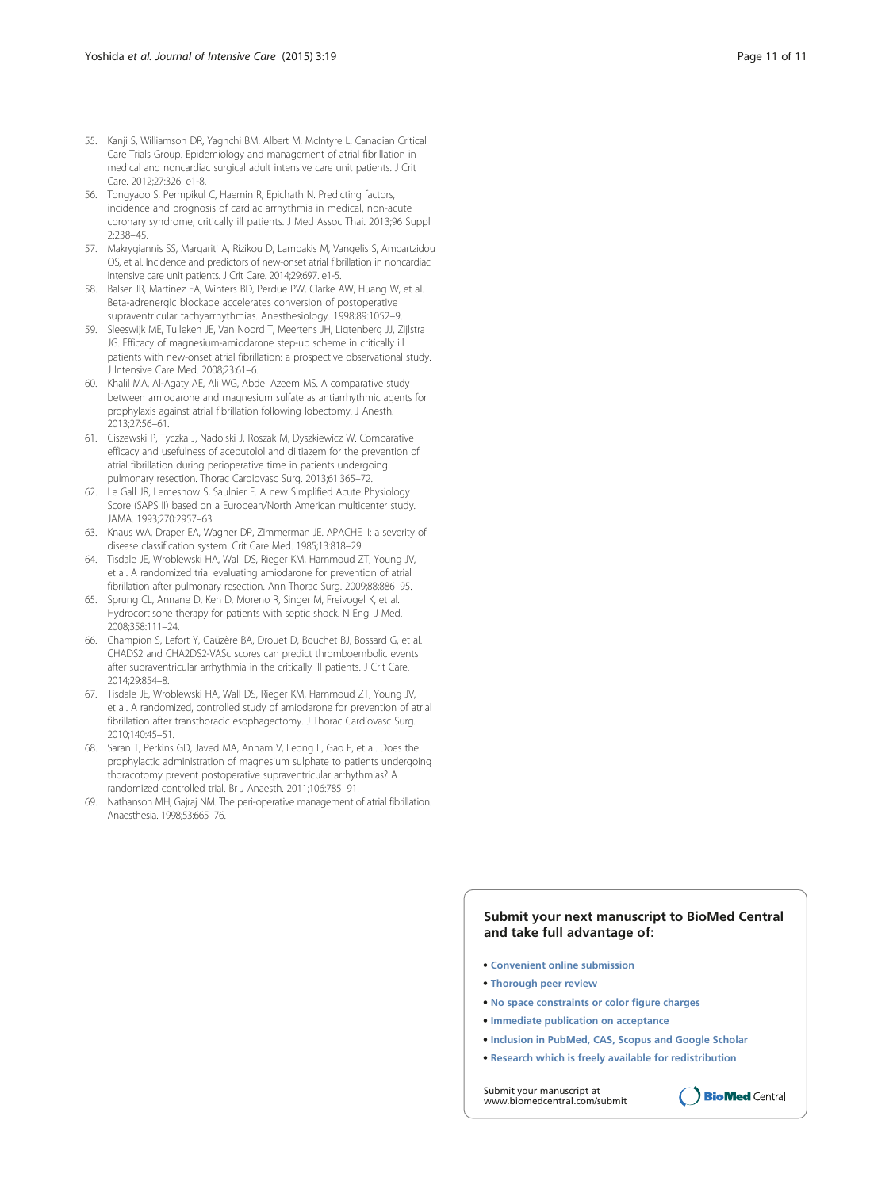55. Kanji S, Williamson DR, Yaghchi BM, Albert M, McIntyre L, Canadian Critical Care Trials Group. Epidemiology and management of atrial fibrillation in medical and noncardiac surgical adult intensive care unit patients. J Crit Care. 2012;27:326. e1-8.
56. Tongyaoo S, Permpikul C, Haemin R, Epichath N. Predicting factors, incidence and prognosis of cardiac arrhythmia in medical, non-acute coronary syndrome, critically ill patients. J Med Assoc Thai. 2013;96 Suppl 2:238–45.
57. Makrygiannis SS, Margariti A, Rizikou D, Lampakis M, Vangelis S, Ampartzidou OS, et al. Incidence and predictors of new-onset atrial fibrillation in noncardiac intensive care unit patients. J Crit Care. 2014;29:697. e1-5.
58. Balser JR, Martinez EA, Winters BD, Perdue PW, Clarke AW, Huang W, et al. Beta-adrenergic blockade accelerates conversion of postoperative supraventricular tachyarrhythmias. Anesthesiology. 1998;89:1052–9.
59. Sleeswijk ME, Tulleken JE, Van Noord T, Meertens JH, Ligtenberg JJ, Zijlstra JG. Efficacy of magnesium-amiodarone step-up scheme in critically ill patients with new-onset atrial fibrillation: a prospective observational study. J Intensive Care Med. 2008;23:61–6.
60. Khalil MA, Al-Agaty AE, Ali WG, Abdel Azeem MS. A comparative study between amiodarone and magnesium sulfate as antiarrhythmic agents for prophylaxis against atrial fibrillation following lobectomy. J Anesth. 2013;27:56–61.
61. Ciszewski P, Tyczka J, Nadolski J, Roszak M, Dyszkiewicz W. Comparative efficacy and usefulness of acebutolol and diltiazem for the prevention of atrial fibrillation during perioperative time in patients undergoing pulmonary resection. Thorac Cardiovasc Surg. 2013;61:365–72.
62. Le Gall JR, Lemeshow S, Saulnier F. A new Simplified Acute Physiology Score (SAPS II) based on a European/North American multicenter study. JAMA. 1993;270:2957–63.
63. Knaus WA, Draper EA, Wagner DP, Zimmerman JE. APACHE II: a severity of disease classification system. Crit Care Med. 1985;13:818–29.
64. Tisdale JE, Wroblewski HA, Wall DS, Rieger KM, Hammoud ZT, Young JV, et al. A randomized trial evaluating amiodarone for prevention of atrial fibrillation after pulmonary resection. Ann Thorac Surg. 2009;88:886–95.
65. Sprung CL, Annane D, Keh D, Moreno R, Singer M, Freivogel K, et al. Hydrocortisone therapy for patients with septic shock. N Engl J Med. 2008;358:111–24.
66. Champion S, Lefort Y, Gaüzère BA, Drouet D, Bouchet BJ, Bossard G, et al. CHADS2 and CHA2DS2-VASc scores can predict thromboembolic events after supraventricular arrhythmia in the critically ill patients. J Crit Care. 2014;29:854–8.
67. Tisdale JE, Wroblewski HA, Wall DS, Rieger KM, Hammoud ZT, Young JV, et al. A randomized, controlled study of amiodarone for prevention of atrial fibrillation after transthoracic esophagectomy. J Thorac Cardiovasc Surg. 2010;140:45–51.
68. Saran T, Perkins GD, Javed MA, Annam V, Leong L, Gao F, et al. Does the prophylactic administration of magnesium sulphate to patients undergoing thoracotomy prevent postoperative supraventricular arrhythmias? A randomized controlled trial. Br J Anaesth. 2011;106:785–91.
69. Nathanson MH, Gajraj NM. The peri-operative management of atrial fibrillation. Anaesthesia. 1998;53:665–76.

**Submit your next manuscript to BioMed Central and take full advantage of:**

- **Convenient online submission**
- **Thorough peer review**
- **No space constraints or color figure charges**
- **Immediate publication on acceptance**
- **Inclusion in PubMed, CAS, Scopus and Google Scholar**
- **Research which is freely available for redistribution**

Submit your manuscript at
www.biomedcentral.com/submit

BioMed Central